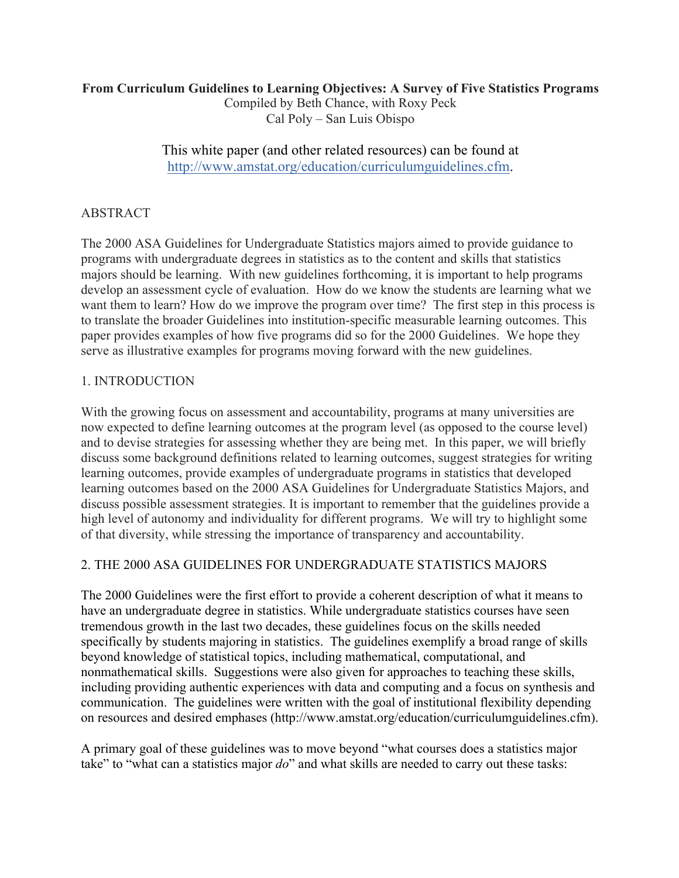# From Curriculum Guidelines to Learning Objectives: A Survey of Five Statistics Programs

Compiled by Beth Chance, with Roxy Peck
Cal Poly – San Luis Obispo

This white paper (and other related resources) can be found at http://www.amstat.org/education/curriculumguidelines.cfm.

## ABSTRACT

The 2000 ASA Guidelines for Undergraduate Statistics majors aimed to provide guidance to programs with undergraduate degrees in statistics as to the content and skills that statistics majors should be learning. With new guidelines forthcoming, it is important to help programs develop an assessment cycle of evaluation. How do we know the students are learning what we want them to learn? How do we improve the program over time? The first step in this process is to translate the broader Guidelines into institution-specific measurable learning outcomes. This paper provides examples of how five programs did so for the 2000 Guidelines. We hope they serve as illustrative examples for programs moving forward with the new guidelines.

## 1. INTRODUCTION

With the growing focus on assessment and accountability, programs at many universities are now expected to define learning outcomes at the program level (as opposed to the course level) and to devise strategies for assessing whether they are being met. In this paper, we will briefly discuss some background definitions related to learning outcomes, suggest strategies for writing learning outcomes, provide examples of undergraduate programs in statistics that developed learning outcomes based on the 2000 ASA Guidelines for Undergraduate Statistics Majors, and discuss possible assessment strategies. It is important to remember that the guidelines provide a high level of autonomy and individuality for different programs. We will try to highlight some of that diversity, while stressing the importance of transparency and accountability.

## 2. THE 2000 ASA GUIDELINES FOR UNDERGRADUATE STATISTICS MAJORS

The 2000 Guidelines were the first effort to provide a coherent description of what it means to have an undergraduate degree in statistics. While undergraduate statistics courses have seen tremendous growth in the last two decades, these guidelines focus on the skills needed specifically by students majoring in statistics. The guidelines exemplify a broad range of skills beyond knowledge of statistical topics, including mathematical, computational, and nonmathematical skills. Suggestions were also given for approaches to teaching these skills, including providing authentic experiences with data and computing and a focus on synthesis and communication. The guidelines were written with the goal of institutional flexibility depending on resources and desired emphases (http://www.amstat.org/education/curriculumguidelines.cfm).

A primary goal of these guidelines was to move beyond "what courses does a statistics major take" to "what can a statistics major *do*" and what skills are needed to carry out these tasks: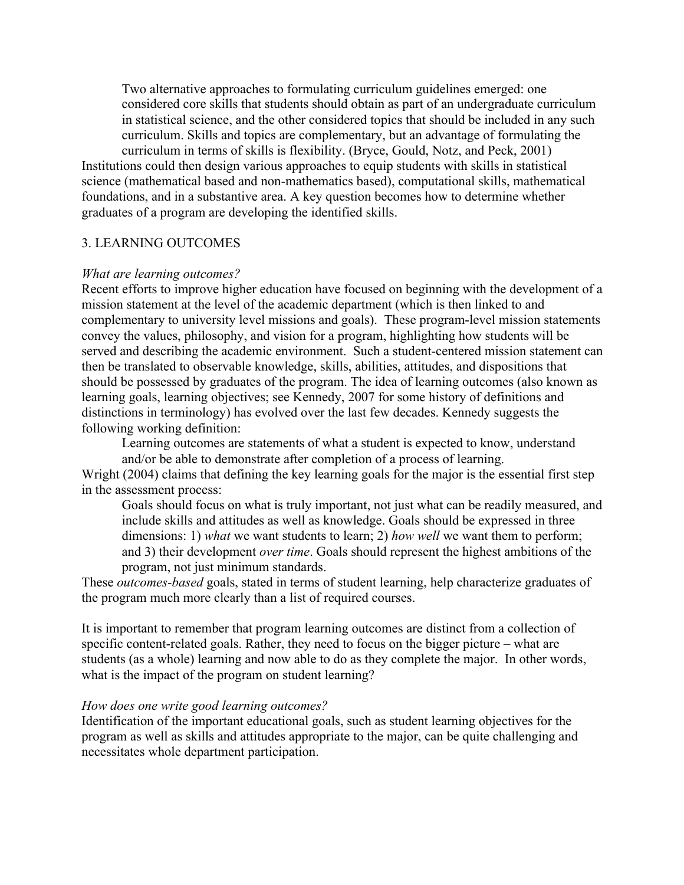> Two alternative approaches to formulating curriculum guidelines emerged: one considered core skills that students should obtain as part of an undergraduate curriculum in statistical science, and the other considered topics that should be included in any such curriculum. Skills and topics are complementary, but an advantage of formulating the curriculum in terms of skills is flexibility. (Bryce, Gould, Notz, and Peck, 2001)

Institutions could then design various approaches to equip students with skills in statistical science (mathematical based and non-mathematics based), computational skills, mathematical foundations, and in a substantive area. A key question becomes how to determine whether graduates of a program are developing the identified skills.

## 3. LEARNING OUTCOMES

*What are learning outcomes?*

Recent efforts to improve higher education have focused on beginning with the development of a mission statement at the level of the academic department (which is then linked to and complementary to university level missions and goals). These program-level mission statements convey the values, philosophy, and vision for a program, highlighting how students will be served and describing the academic environment. Such a student-centered mission statement can then be translated to observable knowledge, skills, abilities, attitudes, and dispositions that should be possessed by graduates of the program. The idea of learning outcomes (also known as learning goals, learning objectives; see Kennedy, 2007 for some history of definitions and distinctions in terminology) has evolved over the last few decades. Kennedy suggests the following working definition:

> Learning outcomes are statements of what a student is expected to know, understand and/or be able to demonstrate after completion of a process of learning.

Wright (2004) claims that defining the key learning goals for the major is the essential first step in the assessment process:

> Goals should focus on what is truly important, not just what can be readily measured, and include skills and attitudes as well as knowledge. Goals should be expressed in three dimensions: 1) *what* we want students to learn; 2) *how well* we want them to perform; and 3) their development *over time*. Goals should represent the highest ambitions of the program, not just minimum standards.

These *outcomes-based* goals, stated in terms of student learning, help characterize graduates of the program much more clearly than a list of required courses.

It is important to remember that program learning outcomes are distinct from a collection of specific content-related goals. Rather, they need to focus on the bigger picture – what are students (as a whole) learning and now able to do as they complete the major. In other words, what is the impact of the program on student learning?

*How does one write good learning outcomes?*

Identification of the important educational goals, such as student learning objectives for the program as well as skills and attitudes appropriate to the major, can be quite challenging and necessitates whole department participation.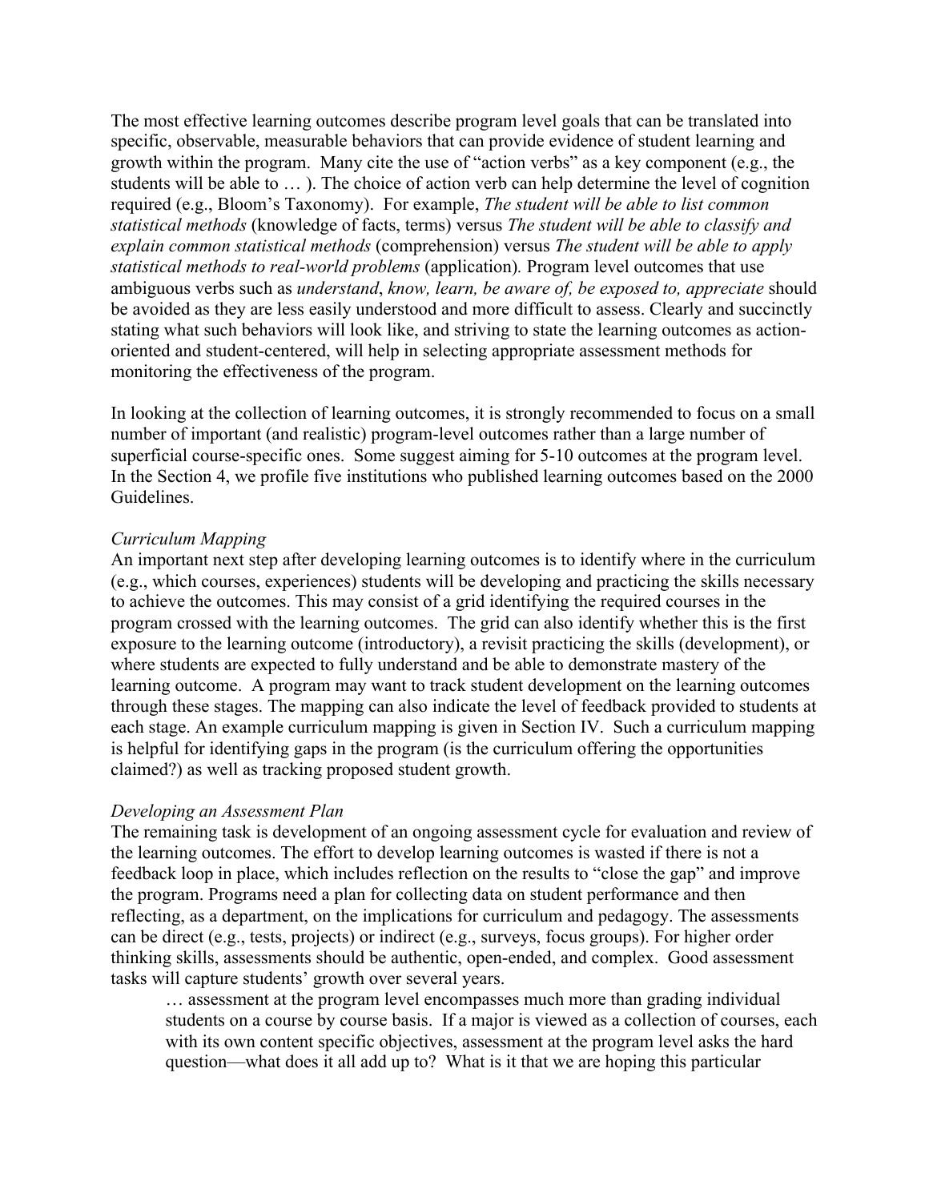The most effective learning outcomes describe program level goals that can be translated into specific, observable, measurable behaviors that can provide evidence of student learning and growth within the program. Many cite the use of "action verbs" as a key component (e.g., the students will be able to … ). The choice of action verb can help determine the level of cognition required (e.g., Bloom's Taxonomy). For example, *The student will be able to list common statistical methods* (knowledge of facts, terms) versus *The student will be able to classify and explain common statistical methods* (comprehension) versus *The student will be able to apply statistical methods to real-world problems* (application). Program level outcomes that use ambiguous verbs such as *understand*, *know, learn, be aware of, be exposed to, appreciate* should be avoided as they are less easily understood and more difficult to assess. Clearly and succinctly stating what such behaviors will look like, and striving to state the learning outcomes as action-oriented and student-centered, will help in selecting appropriate assessment methods for monitoring the effectiveness of the program.

In looking at the collection of learning outcomes, it is strongly recommended to focus on a small number of important (and realistic) program-level outcomes rather than a large number of superficial course-specific ones. Some suggest aiming for 5-10 outcomes at the program level. In the Section 4, we profile five institutions who published learning outcomes based on the 2000 Guidelines.

*Curriculum Mapping*

An important next step after developing learning outcomes is to identify where in the curriculum (e.g., which courses, experiences) students will be developing and practicing the skills necessary to achieve the outcomes. This may consist of a grid identifying the required courses in the program crossed with the learning outcomes. The grid can also identify whether this is the first exposure to the learning outcome (introductory), a revisit practicing the skills (development), or where students are expected to fully understand and be able to demonstrate mastery of the learning outcome. A program may want to track student development on the learning outcomes through these stages. The mapping can also indicate the level of feedback provided to students at each stage. An example curriculum mapping is given in Section IV. Such a curriculum mapping is helpful for identifying gaps in the program (is the curriculum offering the opportunities claimed?) as well as tracking proposed student growth.

*Developing an Assessment Plan*

The remaining task is development of an ongoing assessment cycle for evaluation and review of the learning outcomes. The effort to develop learning outcomes is wasted if there is not a feedback loop in place, which includes reflection on the results to "close the gap" and improve the program. Programs need a plan for collecting data on student performance and then reflecting, as a department, on the implications for curriculum and pedagogy. The assessments can be direct (e.g., tests, projects) or indirect (e.g., surveys, focus groups). For higher order thinking skills, assessments should be authentic, open-ended, and complex. Good assessment tasks will capture students' growth over several years.

> … assessment at the program level encompasses much more than grading individual students on a course by course basis. If a major is viewed as a collection of courses, each with its own content specific objectives, assessment at the program level asks the hard question—what does it all add up to? What is it that we are hoping this particular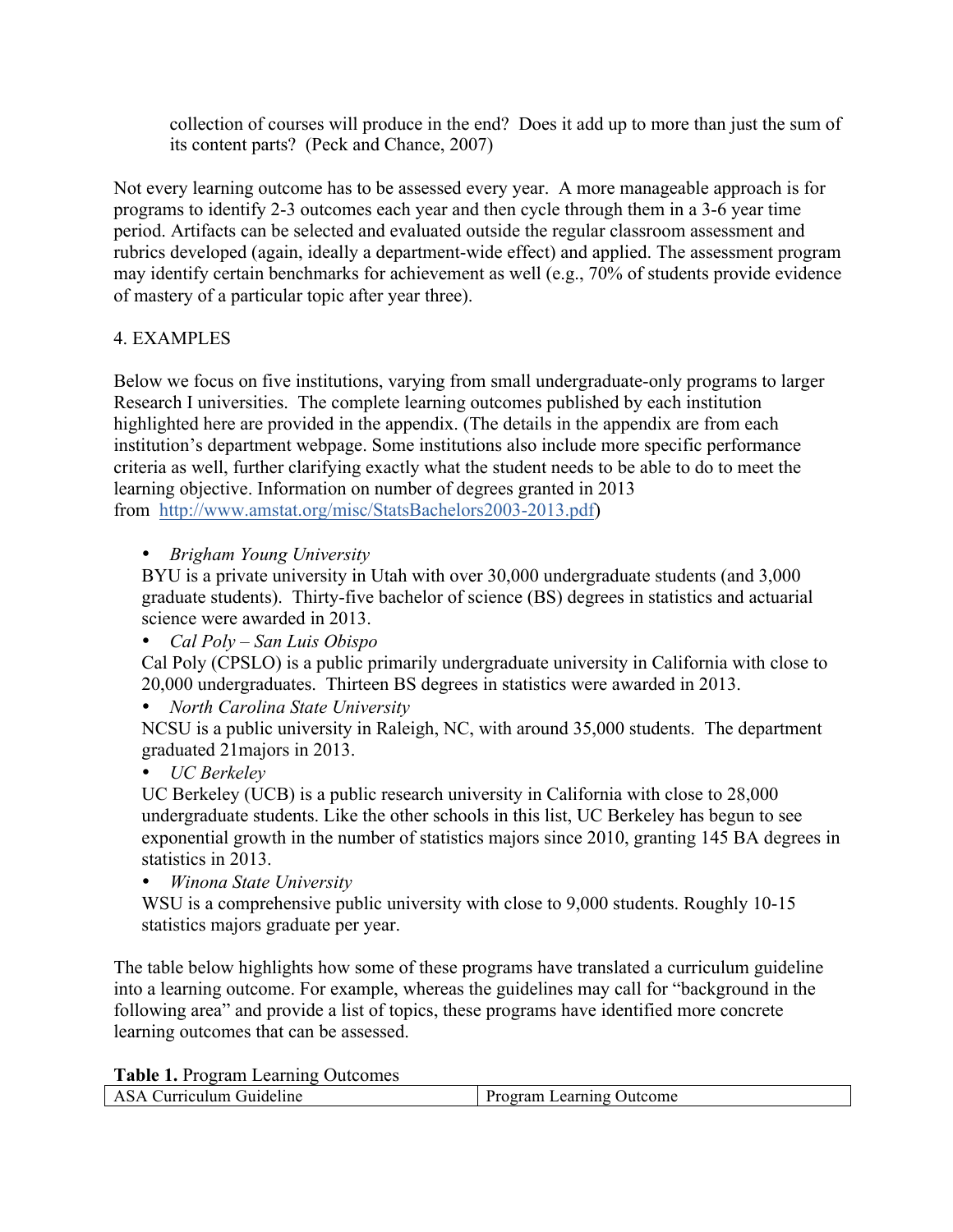collection of courses will produce in the end? Does it add up to more than just the sum of its content parts? (Peck and Chance, 2007)

Not every learning outcome has to be assessed every year. A more manageable approach is for programs to identify 2-3 outcomes each year and then cycle through them in a 3-6 year time period. Artifacts can be selected and evaluated outside the regular classroom assessment and rubrics developed (again, ideally a department-wide effect) and applied. The assessment program may identify certain benchmarks for achievement as well (e.g., 70% of students provide evidence of mastery of a particular topic after year three).

## 4. EXAMPLES

Below we focus on five institutions, varying from small undergraduate-only programs to larger Research I universities. The complete learning outcomes published by each institution highlighted here are provided in the appendix. (The details in the appendix are from each institution's department webpage. Some institutions also include more specific performance criteria as well, further clarifying exactly what the student needs to be able to do to meet the learning objective. Information on number of degrees granted in 2013 from http://www.amstat.org/misc/StatsBachelors2003-2013.pdf)

- *Brigham Young University*
  BYU is a private university in Utah with over 30,000 undergraduate students (and 3,000 graduate students). Thirty-five bachelor of science (BS) degrees in statistics and actuarial science were awarded in 2013.
- *Cal Poly – San Luis Obispo*
  Cal Poly (CPSLO) is a public primarily undergraduate university in California with close to 20,000 undergraduates. Thirteen BS degrees in statistics were awarded in 2013.
- *North Carolina State University*
  NCSU is a public university in Raleigh, NC, with around 35,000 students. The department graduated 21majors in 2013.
- *UC Berkeley*
  UC Berkeley (UCB) is a public research university in California with close to 28,000 undergraduate students. Like the other schools in this list, UC Berkeley has begun to see exponential growth in the number of statistics majors since 2010, granting 145 BA degrees in statistics in 2013.
- *Winona State University*
  WSU is a comprehensive public university with close to 9,000 students. Roughly 10-15 statistics majors graduate per year.

The table below highlights how some of these programs have translated a curriculum guideline into a learning outcome. For example, whereas the guidelines may call for "background in the following area" and provide a list of topics, these programs have identified more concrete learning outcomes that can be assessed.

**Table 1.** Program Learning Outcomes

| ASA Curriculum Guideline | Program Learning Outcome |
|---|---|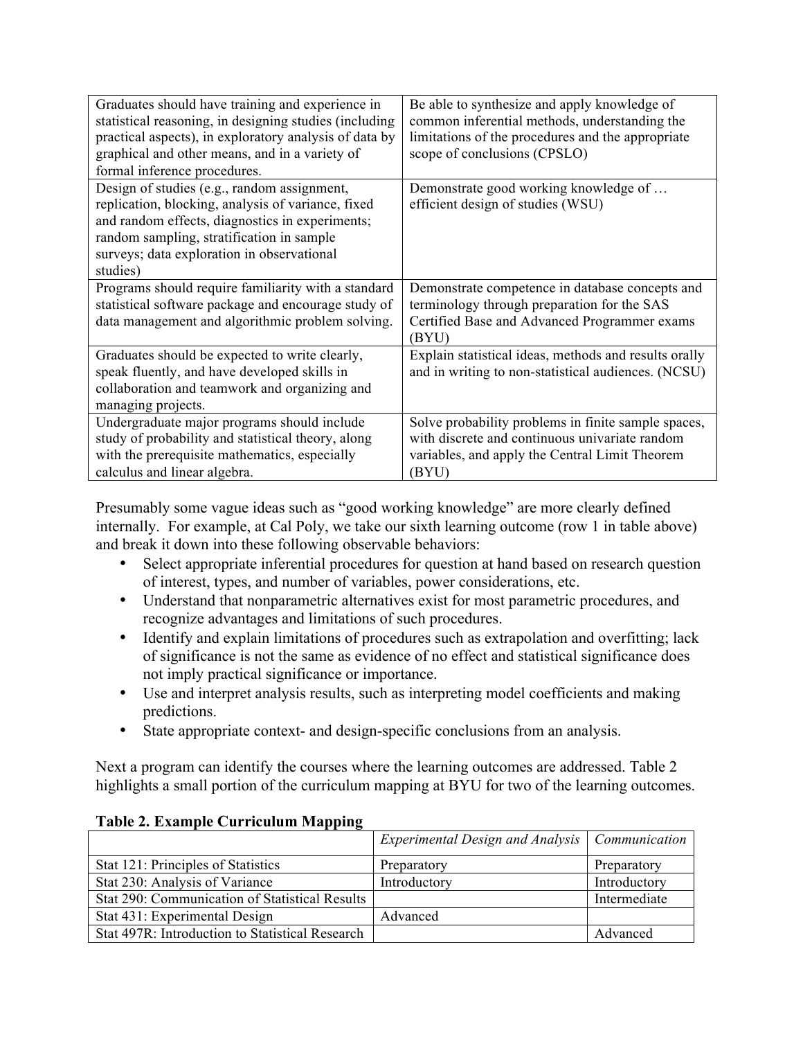| Graduates should have training and experience in statistical reasoning, in designing studies (including practical aspects), in exploratory analysis of data by graphical and other means, and in a variety of formal inference procedures. | Be able to synthesize and apply knowledge of common inferential methods, understanding the limitations of the procedures and the appropriate scope of conclusions (CPSLO) |
|---|---|
| Design of studies (e.g., random assignment, replication, blocking, analysis of variance, fixed and random effects, diagnostics in experiments; random sampling, stratification in sample surveys; data exploration in observational studies) | Demonstrate good working knowledge of … efficient design of studies (WSU) |
| Programs should require familiarity with a standard statistical software package and encourage study of data management and algorithmic problem solving. | Demonstrate competence in database concepts and terminology through preparation for the SAS Certified Base and Advanced Programmer exams (BYU) |
| Graduates should be expected to write clearly, speak fluently, and have developed skills in collaboration and teamwork and organizing and managing projects. | Explain statistical ideas, methods and results orally and in writing to non-statistical audiences. (NCSU) |
| Undergraduate major programs should include study of probability and statistical theory, along with the prerequisite mathematics, especially calculus and linear algebra. | Solve probability problems in finite sample spaces, with discrete and continuous univariate random variables, and apply the Central Limit Theorem (BYU) |

Presumably some vague ideas such as "good working knowledge" are more clearly defined internally. For example, at Cal Poly, we take our sixth learning outcome (row 1 in table above) and break it down into these following observable behaviors:

- Select appropriate inferential procedures for question at hand based on research question of interest, types, and number of variables, power considerations, etc.
- Understand that nonparametric alternatives exist for most parametric procedures, and recognize advantages and limitations of such procedures.
- Identify and explain limitations of procedures such as extrapolation and overfitting; lack of significance is not the same as evidence of no effect and statistical significance does not imply practical significance or importance.
- Use and interpret analysis results, such as interpreting model coefficients and making predictions.
- State appropriate context- and design-specific conclusions from an analysis.

Next a program can identify the courses where the learning outcomes are addressed. Table 2 highlights a small portion of the curriculum mapping at BYU for two of the learning outcomes.

**Table 2. Example Curriculum Mapping**

| | *Experimental Design and Analysis* | *Communication* |
|---|---|---|
| Stat 121: Principles of Statistics | Preparatory | Preparatory |
| Stat 230: Analysis of Variance | Introductory | Introductory |
| Stat 290: Communication of Statistical Results | | Intermediate |
| Stat 431: Experimental Design | Advanced | |
| Stat 497R: Introduction to Statistical Research | | Advanced |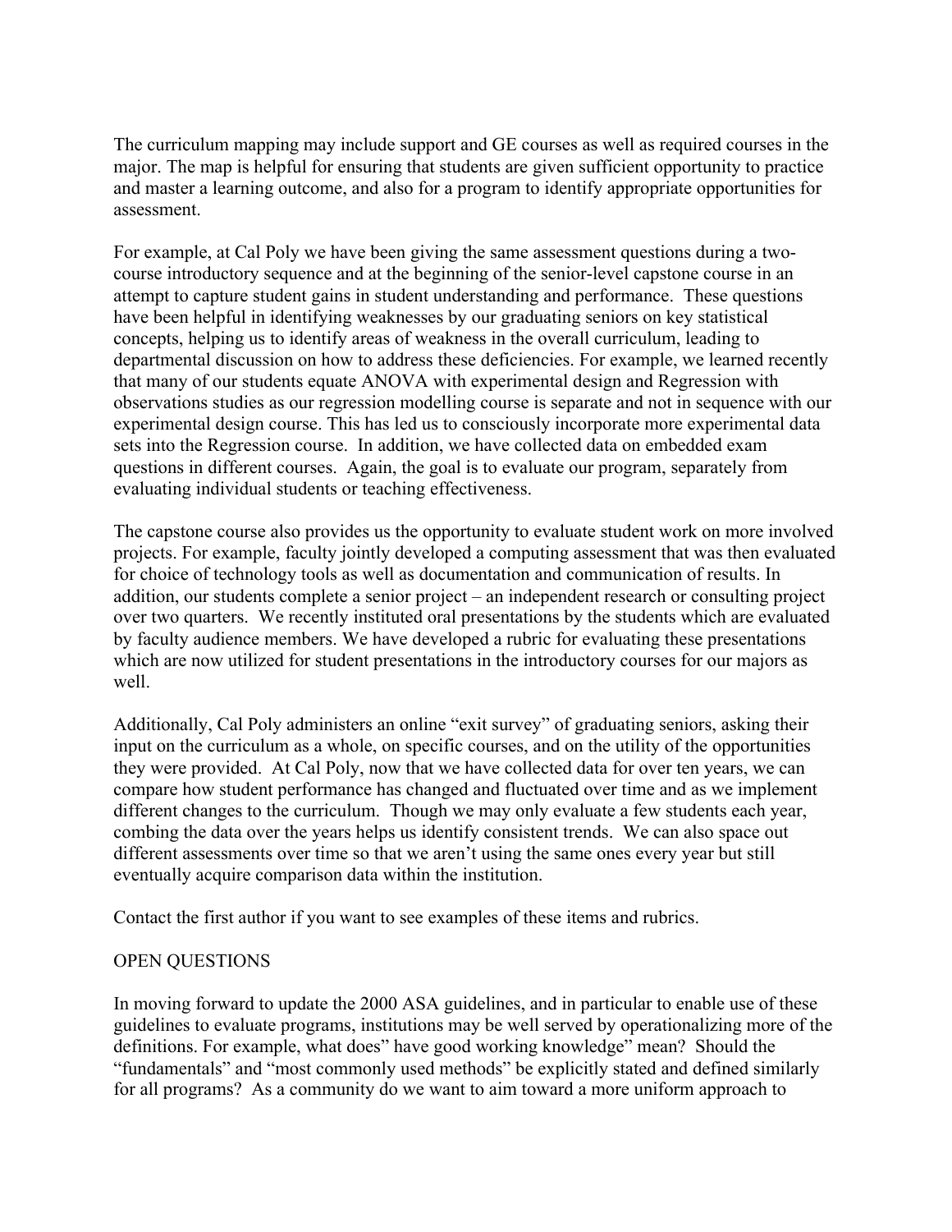The curriculum mapping may include support and GE courses as well as required courses in the major. The map is helpful for ensuring that students are given sufficient opportunity to practice and master a learning outcome, and also for a program to identify appropriate opportunities for assessment.

For example, at Cal Poly we have been giving the same assessment questions during a two-course introductory sequence and at the beginning of the senior-level capstone course in an attempt to capture student gains in student understanding and performance. These questions have been helpful in identifying weaknesses by our graduating seniors on key statistical concepts, helping us to identify areas of weakness in the overall curriculum, leading to departmental discussion on how to address these deficiencies. For example, we learned recently that many of our students equate ANOVA with experimental design and Regression with observations studies as our regression modelling course is separate and not in sequence with our experimental design course. This has led us to consciously incorporate more experimental data sets into the Regression course. In addition, we have collected data on embedded exam questions in different courses. Again, the goal is to evaluate our program, separately from evaluating individual students or teaching effectiveness.

The capstone course also provides us the opportunity to evaluate student work on more involved projects. For example, faculty jointly developed a computing assessment that was then evaluated for choice of technology tools as well as documentation and communication of results. In addition, our students complete a senior project – an independent research or consulting project over two quarters. We recently instituted oral presentations by the students which are evaluated by faculty audience members. We have developed a rubric for evaluating these presentations which are now utilized for student presentations in the introductory courses for our majors as well.

Additionally, Cal Poly administers an online "exit survey" of graduating seniors, asking their input on the curriculum as a whole, on specific courses, and on the utility of the opportunities they were provided. At Cal Poly, now that we have collected data for over ten years, we can compare how student performance has changed and fluctuated over time and as we implement different changes to the curriculum. Though we may only evaluate a few students each year, combing the data over the years helps us identify consistent trends. We can also space out different assessments over time so that we aren't using the same ones every year but still eventually acquire comparison data within the institution.

Contact the first author if you want to see examples of these items and rubrics.

## OPEN QUESTIONS

In moving forward to update the 2000 ASA guidelines, and in particular to enable use of these guidelines to evaluate programs, institutions may be well served by operationalizing more of the definitions. For example, what does" have good working knowledge" mean? Should the "fundamentals" and "most commonly used methods" be explicitly stated and defined similarly for all programs? As a community do we want to aim toward a more uniform approach to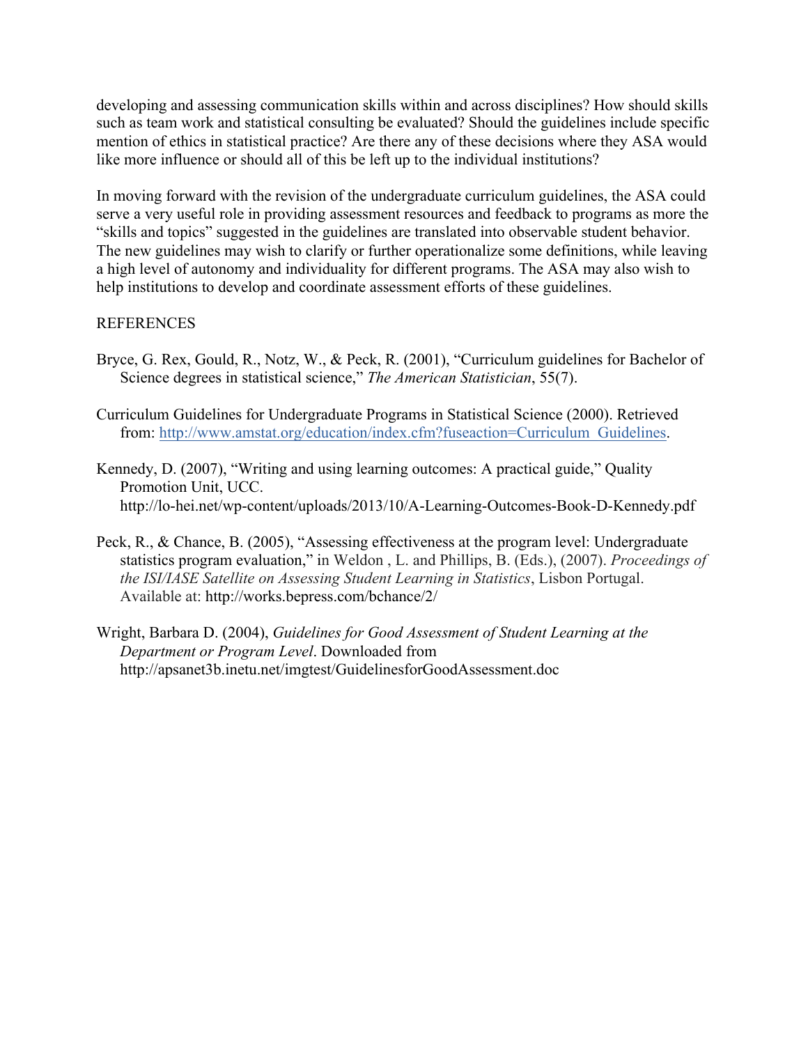developing and assessing communication skills within and across disciplines? How should skills such as team work and statistical consulting be evaluated? Should the guidelines include specific mention of ethics in statistical practice? Are there any of these decisions where they ASA would like more influence or should all of this be left up to the individual institutions?

In moving forward with the revision of the undergraduate curriculum guidelines, the ASA could serve a very useful role in providing assessment resources and feedback to programs as more the "skills and topics" suggested in the guidelines are translated into observable student behavior. The new guidelines may wish to clarify or further operationalize some definitions, while leaving a high level of autonomy and individuality for different programs. The ASA may also wish to help institutions to develop and coordinate assessment efforts of these guidelines.

## REFERENCES

Bryce, G. Rex, Gould, R., Notz, W., & Peck, R. (2001), "Curriculum guidelines for Bachelor of Science degrees in statistical science," *The American Statistician*, 55(7).

Curriculum Guidelines for Undergraduate Programs in Statistical Science (2000). Retrieved from: http://www.amstat.org/education/index.cfm?fuseaction=Curriculum_Guidelines.

Kennedy, D. (2007), "Writing and using learning outcomes: A practical guide," Quality Promotion Unit, UCC. http://lo-hei.net/wp-content/uploads/2013/10/A-Learning-Outcomes-Book-D-Kennedy.pdf

Peck, R., & Chance, B. (2005), "Assessing effectiveness at the program level: Undergraduate statistics program evaluation," in Weldon , L. and Phillips, B. (Eds.), (2007). *Proceedings of the ISI/IASE Satellite on Assessing Student Learning in Statistics*, Lisbon Portugal. Available at: http://works.bepress.com/bchance/2/

Wright, Barbara D. (2004), *Guidelines for Good Assessment of Student Learning at the Department or Program Level*. Downloaded from http://apsanet3b.inetu.net/imgtest/GuidelinesforGoodAssessment.doc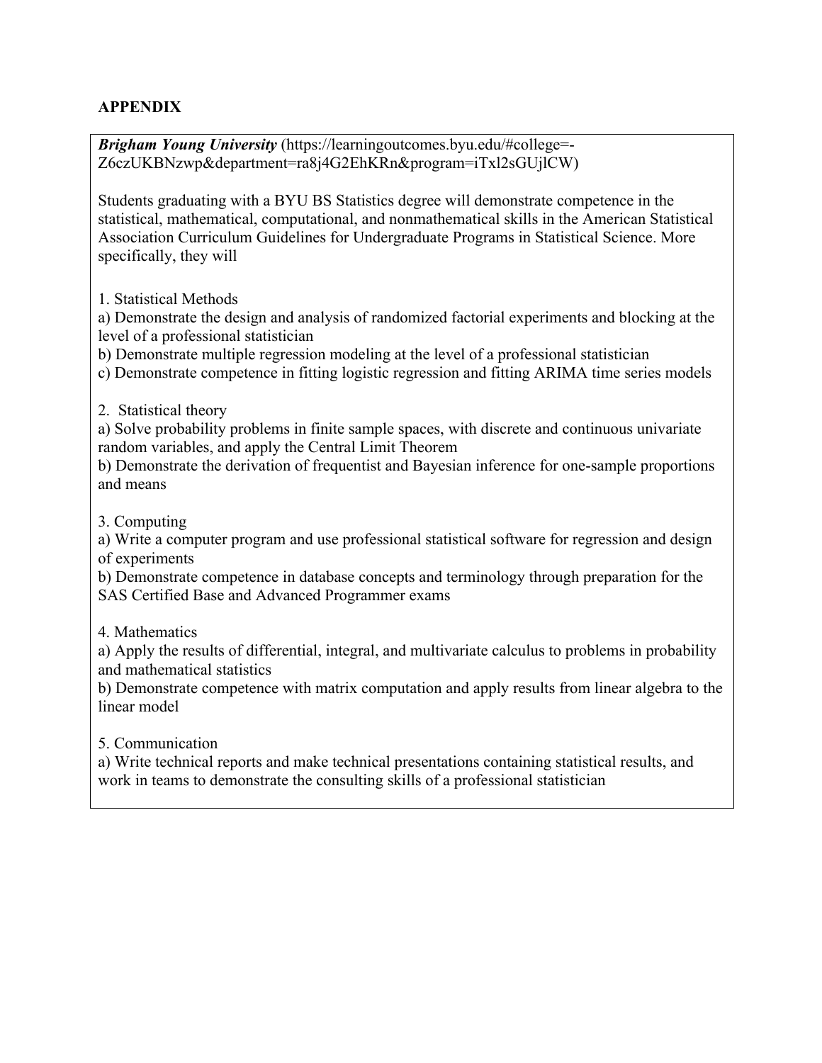## APPENDIX

***Brigham Young University*** (https://learningoutcomes.byu.edu/#college=-Z6czUKBNzwp&department=ra8j4G2EhKRn&program=iTxl2sGUjlCW)

Students graduating with a BYU BS Statistics degree will demonstrate competence in the statistical, mathematical, computational, and nonmathematical skills in the American Statistical Association Curriculum Guidelines for Undergraduate Programs in Statistical Science. More specifically, they will

1. Statistical Methods

a) Demonstrate the design and analysis of randomized factorial experiments and blocking at the level of a professional statistician

b) Demonstrate multiple regression modeling at the level of a professional statistician

c) Demonstrate competence in fitting logistic regression and fitting ARIMA time series models

2. Statistical theory

a) Solve probability problems in finite sample spaces, with discrete and continuous univariate random variables, and apply the Central Limit Theorem

b) Demonstrate the derivation of frequentist and Bayesian inference for one-sample proportions and means

3. Computing

a) Write a computer program and use professional statistical software for regression and design of experiments

b) Demonstrate competence in database concepts and terminology through preparation for the SAS Certified Base and Advanced Programmer exams

4. Mathematics

a) Apply the results of differential, integral, and multivariate calculus to problems in probability and mathematical statistics

b) Demonstrate competence with matrix computation and apply results from linear algebra to the linear model

5. Communication

a) Write technical reports and make technical presentations containing statistical results, and work in teams to demonstrate the consulting skills of a professional statistician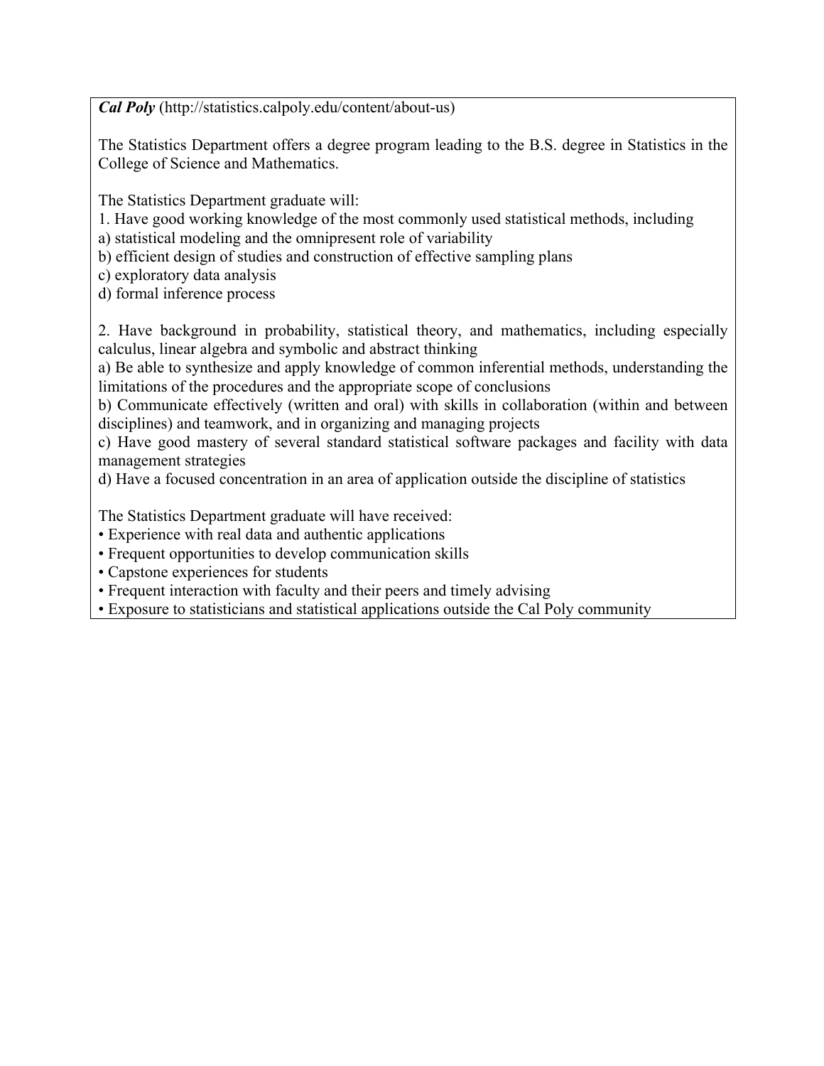***Cal Poly*** (http://statistics.calpoly.edu/content/about-us)

The Statistics Department offers a degree program leading to the B.S. degree in Statistics in the College of Science and Mathematics.

The Statistics Department graduate will:

1. Have good working knowledge of the most commonly used statistical methods, including

a) statistical modeling and the omnipresent role of variability
b) efficient design of studies and construction of effective sampling plans
c) exploratory data analysis
d) formal inference process

2. Have background in probability, statistical theory, and mathematics, including especially calculus, linear algebra and symbolic and abstract thinking

a) Be able to synthesize and apply knowledge of common inferential methods, understanding the limitations of the procedures and the appropriate scope of conclusions
b) Communicate effectively (written and oral) with skills in collaboration (within and between disciplines) and teamwork, and in organizing and managing projects
c) Have good mastery of several standard statistical software packages and facility with data management strategies
d) Have a focused concentration in an area of application outside the discipline of statistics

The Statistics Department graduate will have received:

- Experience with real data and authentic applications
- Frequent opportunities to develop communication skills
- Capstone experiences for students
- Frequent interaction with faculty and their peers and timely advising
- Exposure to statisticians and statistical applications outside the Cal Poly community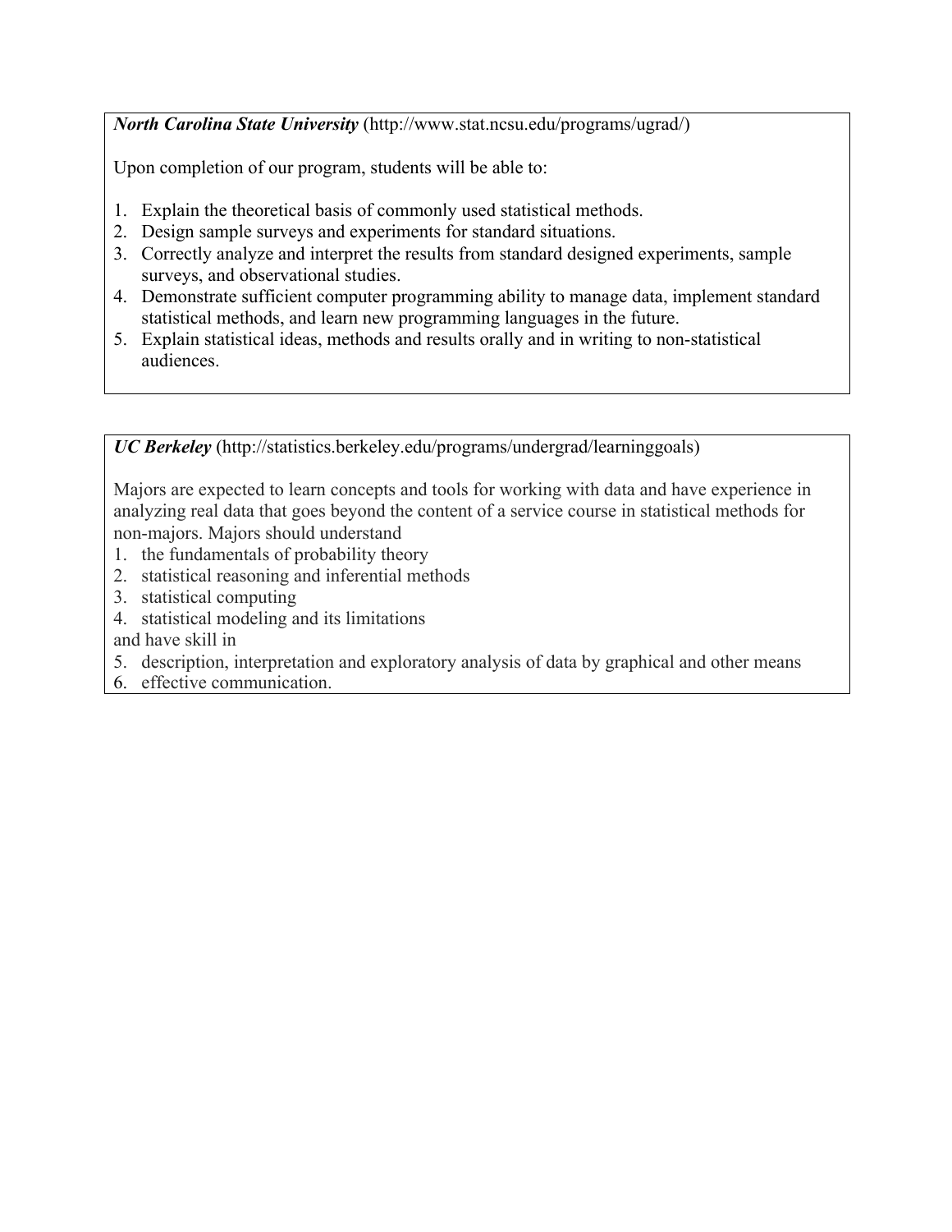***North Carolina State University*** (http://www.stat.ncsu.edu/programs/ugrad/)

Upon completion of our program, students will be able to:

1. Explain the theoretical basis of commonly used statistical methods.
2. Design sample surveys and experiments for standard situations.
3. Correctly analyze and interpret the results from standard designed experiments, sample surveys, and observational studies.
4. Demonstrate sufficient computer programming ability to manage data, implement standard statistical methods, and learn new programming languages in the future.
5. Explain statistical ideas, methods and results orally and in writing to non-statistical audiences.

***UC Berkeley*** (http://statistics.berkeley.edu/programs/undergrad/learninggoals)

Majors are expected to learn concepts and tools for working with data and have experience in analyzing real data that goes beyond the content of a service course in statistical methods for non-majors. Majors should understand

1. the fundamentals of probability theory
2. statistical reasoning and inferential methods
3. statistical computing
4. statistical modeling and its limitations

and have skill in

5. description, interpretation and exploratory analysis of data by graphical and other means
6. effective communication.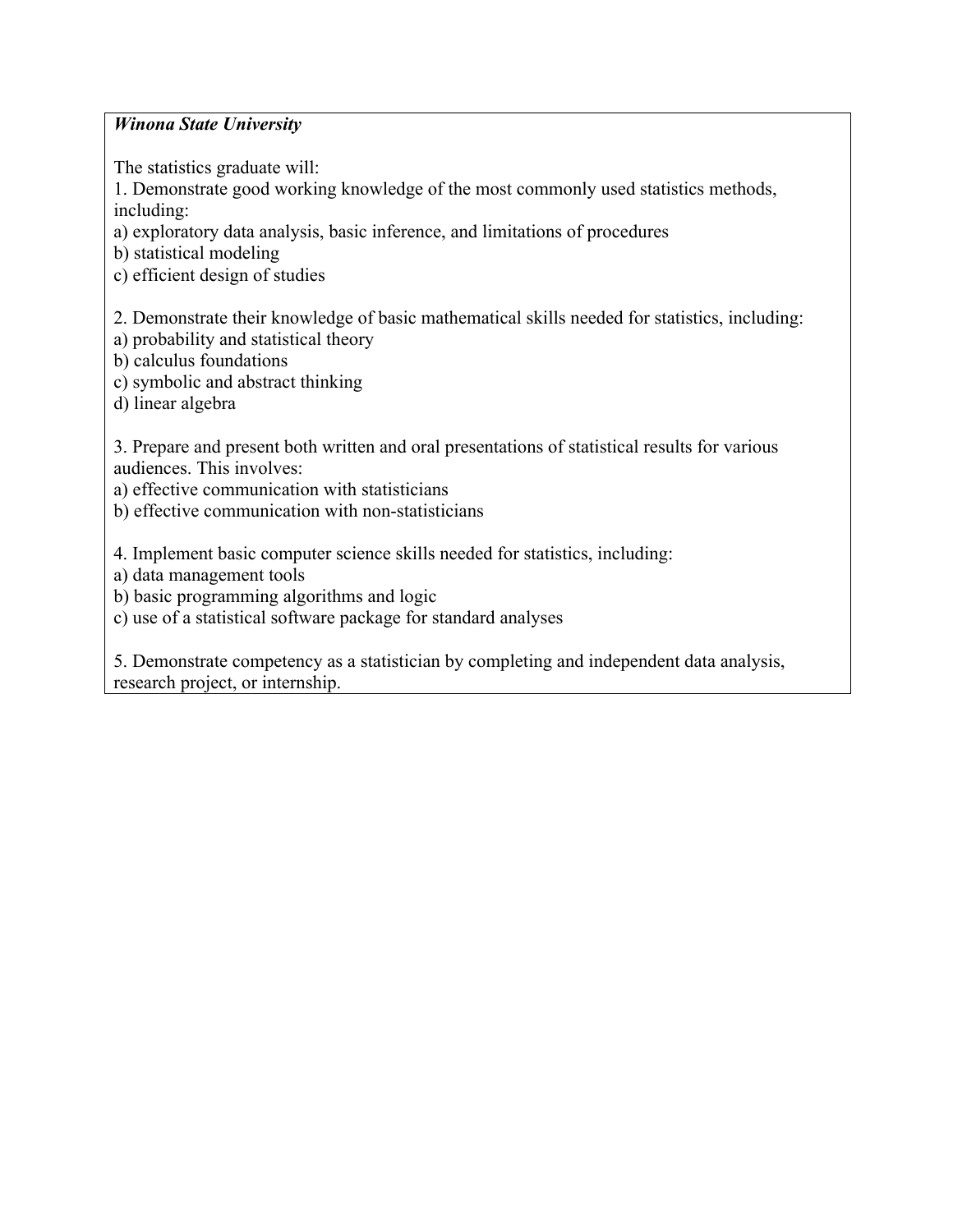***Winona State University***

The statistics graduate will:

1. Demonstrate good working knowledge of the most commonly used statistics methods, including:
a) exploratory data analysis, basic inference, and limitations of procedures
b) statistical modeling
c) efficient design of studies

2. Demonstrate their knowledge of basic mathematical skills needed for statistics, including:
a) probability and statistical theory
b) calculus foundations
c) symbolic and abstract thinking
d) linear algebra

3. Prepare and present both written and oral presentations of statistical results for various audiences. This involves:
a) effective communication with statisticians
b) effective communication with non-statisticians

4. Implement basic computer science skills needed for statistics, including:
a) data management tools
b) basic programming algorithms and logic
c) use of a statistical software package for standard analyses

5. Demonstrate competency as a statistician by completing and independent data analysis, research project, or internship.